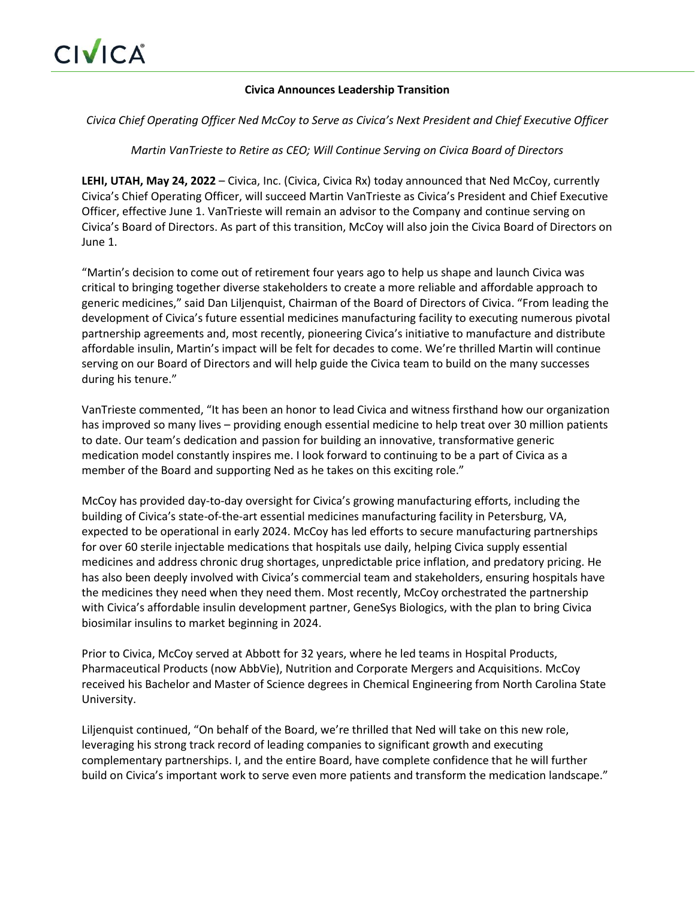CIVICA

## Civica Announces Leadership Transition

*Civica Chief Operating Officer Ned McCoy to Serve as Civica's Next President and Chief Executive Officer*

*Martin VanTrieste to Retire as CEO; Will Continue Serving on Civica Board of Directors*

**LEHI, UTAH, May 24, 2022** – Civica, Inc. (Civica, Civica Rx) today announced that Ned McCoy, currently Civica's Chief Operating Officer, will succeed Martin VanTrieste as Civica's President and Chief Executive Officer, effective June 1. VanTrieste will remain an advisor to the Company and continue serving on Civica's Board of Directors. As part of this transition, McCoy will also join the Civica Board of Directors on June 1.

"Martin's decision to come out of retirement four years ago to help us shape and launch Civica was critical to bringing together diverse stakeholders to create a more reliable and affordable approach to generic medicines," said Dan Liljenquist, Chairman of the Board of Directors of Civica. "From leading the development of Civica's future essential medicines manufacturing facility to executing numerous pivotal partnership agreements and, most recently, pioneering Civica's initiative to manufacture and distribute affordable insulin, Martin's impact will be felt for decades to come. We're thrilled Martin will continue serving on our Board of Directors and will help guide the Civica team to build on the many successes during his tenure."

VanTrieste commented, "It has been an honor to lead Civica and witness firsthand how our organization has improved so many lives – providing enough essential medicine to help treat over 30 million patients to date. Our team's dedication and passion for building an innovative, transformative generic medication model constantly inspires me. I look forward to continuing to be a part of Civica as a member of the Board and supporting Ned as he takes on this exciting role."

McCoy has provided day-to-day oversight for Civica's growing manufacturing efforts, including the building of Civica's state-of-the-art essential medicines manufacturing facility in Petersburg, VA, expected to be operational in early 2024. McCoy has led efforts to secure manufacturing partnerships for over 60 sterile injectable medications that hospitals use daily, helping Civica supply essential medicines and address chronic drug shortages, unpredictable price inflation, and predatory pricing. He has also been deeply involved with Civica's commercial team and stakeholders, ensuring hospitals have the medicines they need when they need them. Most recently, McCoy orchestrated the partnership with Civica's affordable insulin development partner, GeneSys Biologics, with the plan to bring Civica biosimilar insulins to market beginning in 2024.

Prior to Civica, McCoy served at Abbott for 32 years, where he led teams in Hospital Products, Pharmaceutical Products (now AbbVie), Nutrition and Corporate Mergers and Acquisitions. McCoy received his Bachelor and Master of Science degrees in Chemical Engineering from North Carolina State University.

Liljenquist continued, "On behalf of the Board, we're thrilled that Ned will take on this new role, leveraging his strong track record of leading companies to significant growth and executing complementary partnerships. I, and the entire Board, have complete confidence that he will further build on Civica's important work to serve even more patients and transform the medication landscape."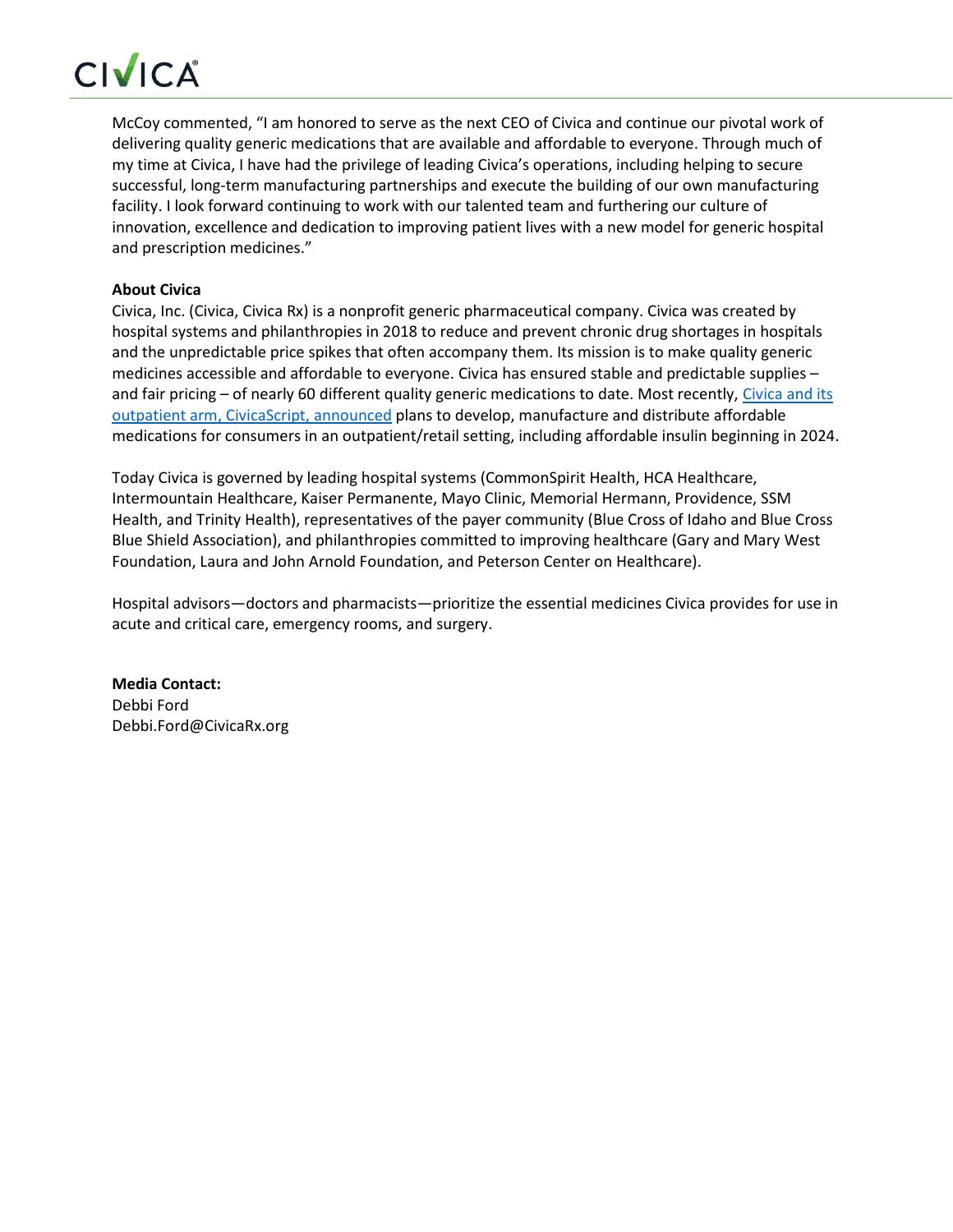McCoy commented, "I am honored to serve as the next CEO of Civica and continue our pivotal work of delivering quality generic medications that are available and affordable to everyone. Through much of my time at Civica, I have had the privilege of leading Civica's operations, including helping to secure successful, long-term manufacturing partnerships and execute the building of our own manufacturing facility. I look forward continuing to work with our talented team and furthering our culture of innovation, excellence and dedication to improving patient lives with a new model for generic hospital and prescription medicines."

**About Civica**

Civica, Inc. (Civica, Civica Rx) is a nonprofit generic pharmaceutical company. Civica was created by hospital systems and philanthropies in 2018 to reduce and prevent chronic drug shortages in hospitals and the unpredictable price spikes that often accompany them. Its mission is to make quality generic medicines accessible and affordable to everyone. Civica has ensured stable and predictable supplies – and fair pricing – of nearly 60 different quality generic medications to date. Most recently, Civica and its outpatient arm, CivicaScript, announced plans to develop, manufacture and distribute affordable medications for consumers in an outpatient/retail setting, including affordable insulin beginning in 2024.

Today Civica is governed by leading hospital systems (CommonSpirit Health, HCA Healthcare, Intermountain Healthcare, Kaiser Permanente, Mayo Clinic, Memorial Hermann, Providence, SSM Health, and Trinity Health), representatives of the payer community (Blue Cross of Idaho and Blue Cross Blue Shield Association), and philanthropies committed to improving healthcare (Gary and Mary West Foundation, Laura and John Arnold Foundation, and Peterson Center on Healthcare).

Hospital advisors—doctors and pharmacists—prioritize the essential medicines Civica provides for use in acute and critical care, emergency rooms, and surgery.

**Media Contact:**
Debbi Ford
Debbi.Ford@CivicaRx.org